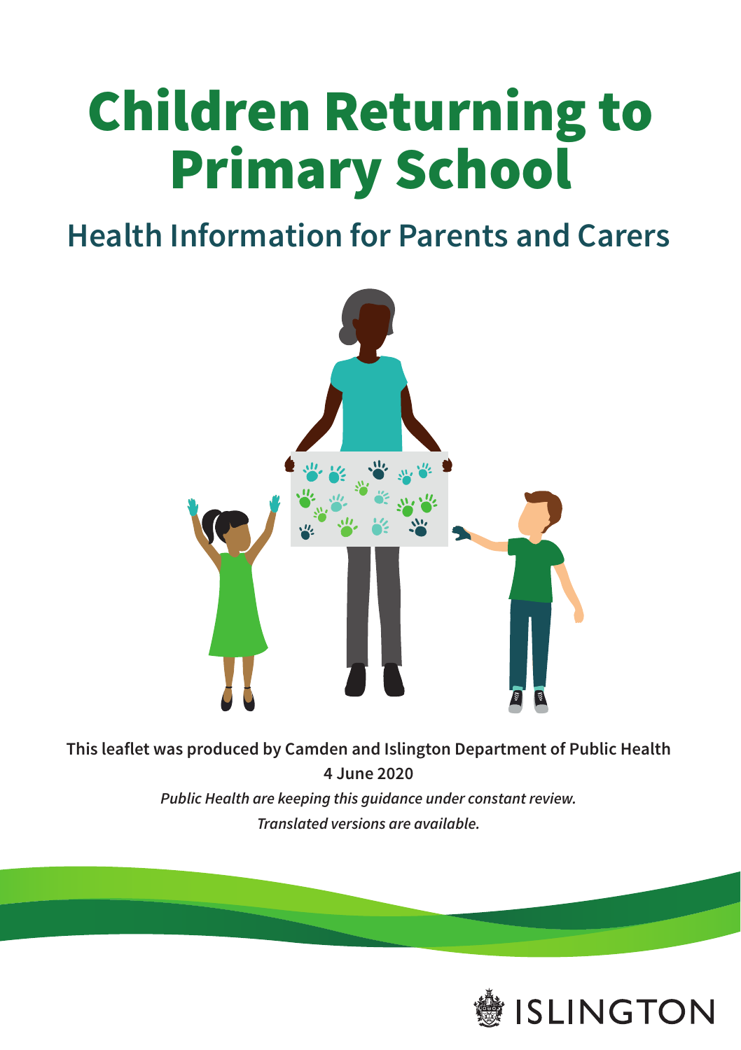# Children Returning to Primary School

## Health Information for Parents and Carers

**This leaflet was produced by Camden and Islington Department of Public Health**

**4 June 2020**

***Public Health are keeping this guidance under constant review.***

***Translated versions are available.***

ISLINGTON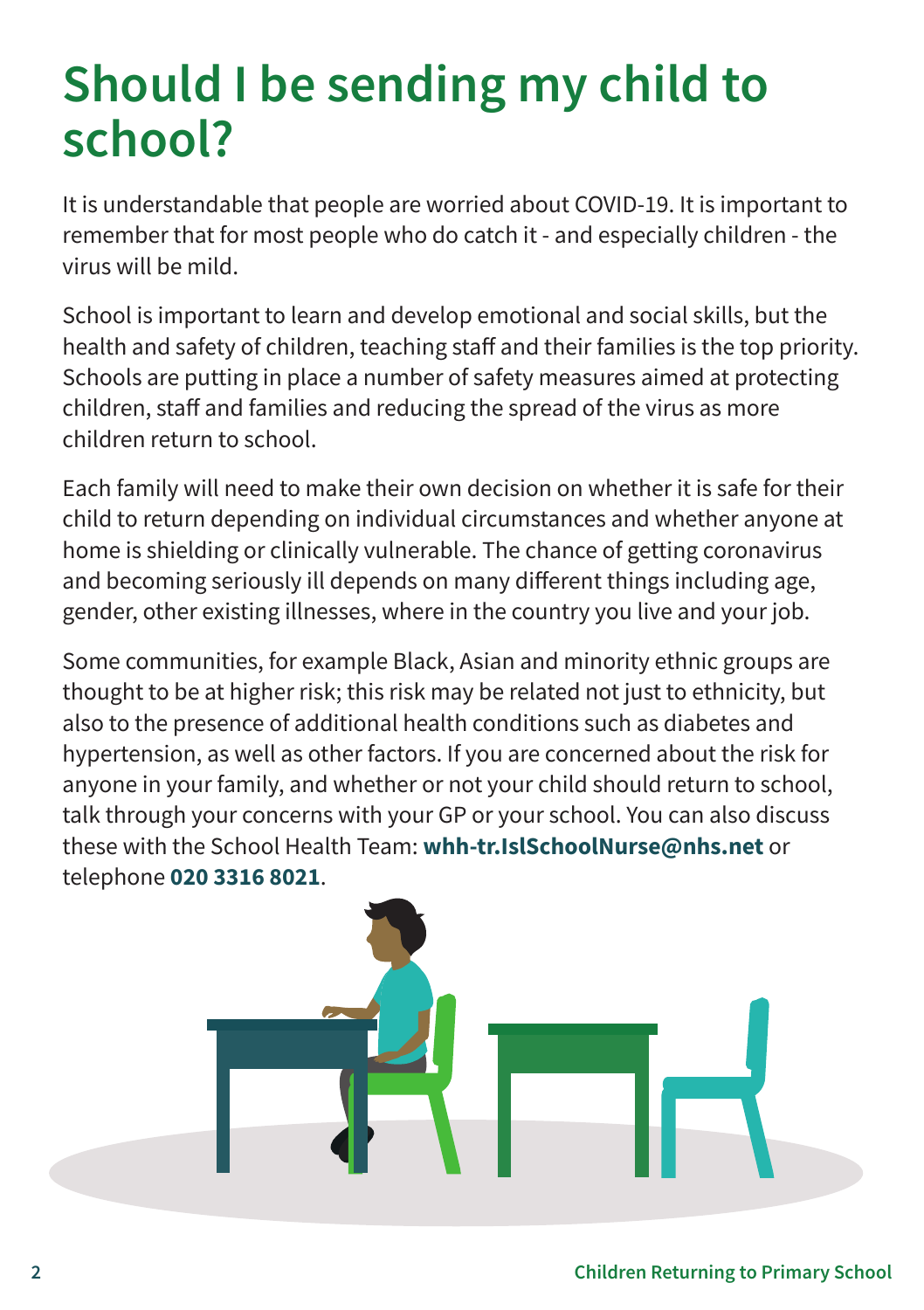# Should I be sending my child to school?

It is understandable that people are worried about COVID-19. It is important to remember that for most people who do catch it - and especially children - the virus will be mild.

School is important to learn and develop emotional and social skills, but the health and safety of children, teaching staff and their families is the top priority. Schools are putting in place a number of safety measures aimed at protecting children, staff and families and reducing the spread of the virus as more children return to school.

Each family will need to make their own decision on whether it is safe for their child to return depending on individual circumstances and whether anyone at home is shielding or clinically vulnerable. The chance of getting coronavirus and becoming seriously ill depends on many different things including age, gender, other existing illnesses, where in the country you live and your job.

Some communities, for example Black, Asian and minority ethnic groups are thought to be at higher risk; this risk may be related not just to ethnicity, but also to the presence of additional health conditions such as diabetes and hypertension, as well as other factors. If you are concerned about the risk for anyone in your family, and whether or not your child should return to school, talk through your concerns with your GP or your school. You can also discuss these with the School Health Team: **whh-tr.IslSchoolNurse@nhs.net** or telephone **020 3316 8021**.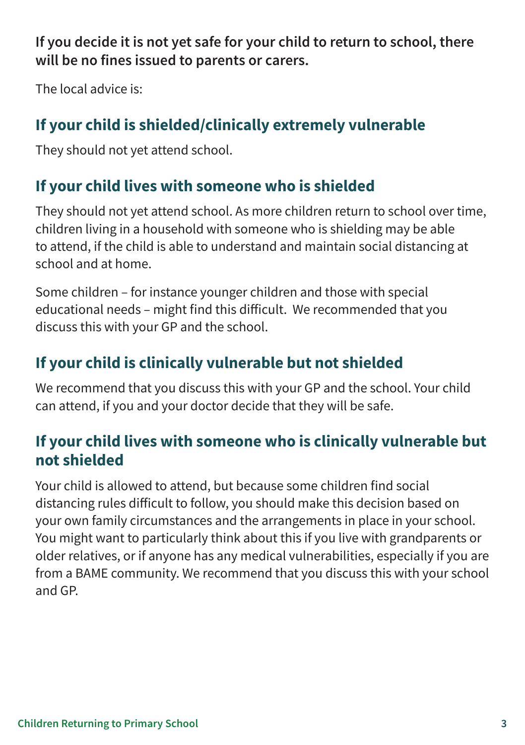**If you decide it is not yet safe for your child to return to school, there will be no fines issued to parents or carers.**

The local advice is:

## If your child is shielded/clinically extremely vulnerable

They should not yet attend school.

## If your child lives with someone who is shielded

They should not yet attend school. As more children return to school over time, children living in a household with someone who is shielding may be able to attend, if the child is able to understand and maintain social distancing at school and at home.

Some children – for instance younger children and those with special educational needs – might find this difficult. We recommended that you discuss this with your GP and the school.

## If your child is clinically vulnerable but not shielded

We recommend that you discuss this with your GP and the school. Your child can attend, if you and your doctor decide that they will be safe.

## If your child lives with someone who is clinically vulnerable but not shielded

Your child is allowed to attend, but because some children find social distancing rules difficult to follow, you should make this decision based on your own family circumstances and the arrangements in place in your school. You might want to particularly think about this if you live with grandparents or older relatives, or if anyone has any medical vulnerabilities, especially if you are from a BAME community. We recommend that you discuss this with your school and GP.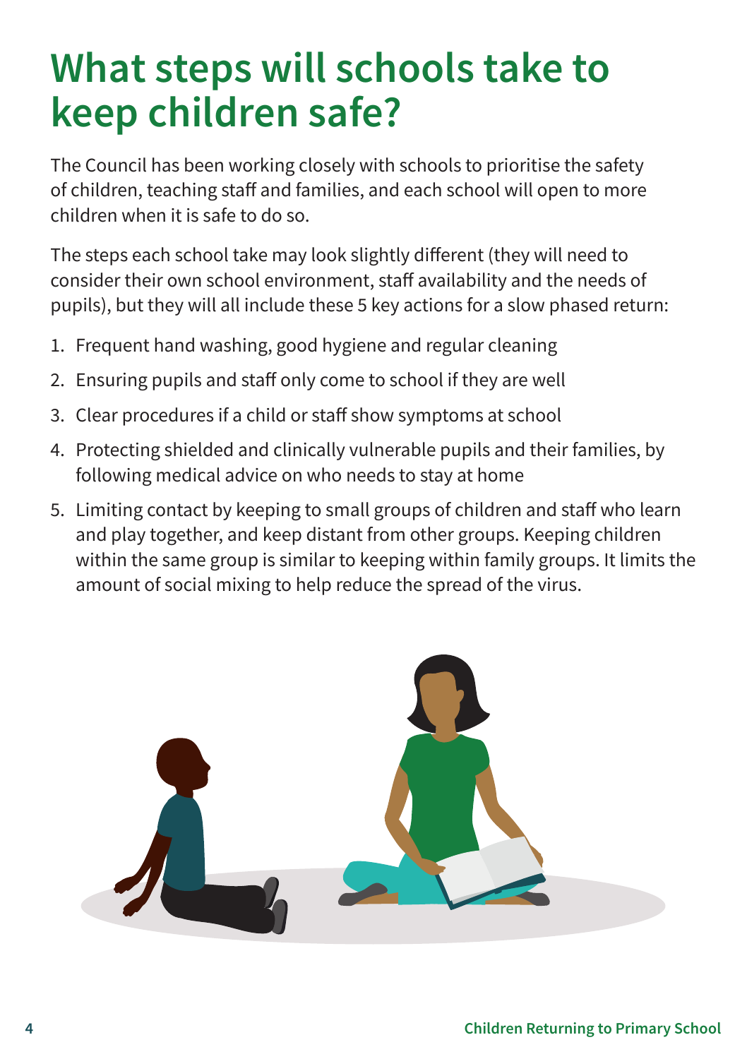# What steps will schools take to keep children safe?

The Council has been working closely with schools to prioritise the safety of children, teaching staff and families, and each school will open to more children when it is safe to do so.

The steps each school take may look slightly different (they will need to consider their own school environment, staff availability and the needs of pupils), but they will all include these 5 key actions for a slow phased return:

1. Frequent hand washing, good hygiene and regular cleaning
2. Ensuring pupils and staff only come to school if they are well
3. Clear procedures if a child or staff show symptoms at school
4. Protecting shielded and clinically vulnerable pupils and their families, by following medical advice on who needs to stay at home
5. Limiting contact by keeping to small groups of children and staff who learn and play together, and keep distant from other groups. Keeping children within the same group is similar to keeping within family groups. It limits the amount of social mixing to help reduce the spread of the virus.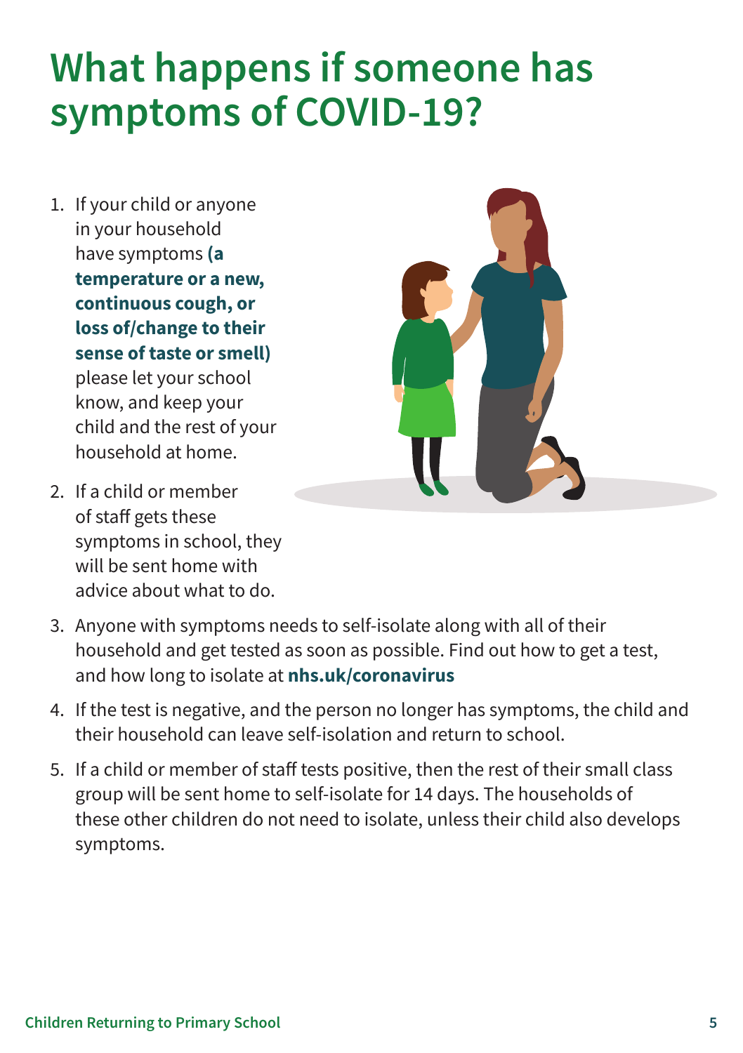# What happens if someone has symptoms of COVID-19?

1. If your child or anyone in your household have symptoms **(a temperature or a new, continuous cough, or loss of/change to their sense of taste or smell)** please let your school know, and keep your child and the rest of your household at home.
2. If a child or member of staff gets these symptoms in school, they will be sent home with advice about what to do.
3. Anyone with symptoms needs to self-isolate along with all of their household and get tested as soon as possible. Find out how to get a test, and how long to isolate at **nhs.uk/coronavirus**
4. If the test is negative, and the person no longer has symptoms, the child and their household can leave self-isolation and return to school.
5. If a child or member of staff tests positive, then the rest of their small class group will be sent home to self-isolate for 14 days. The households of these other children do not need to isolate, unless their child also develops symptoms.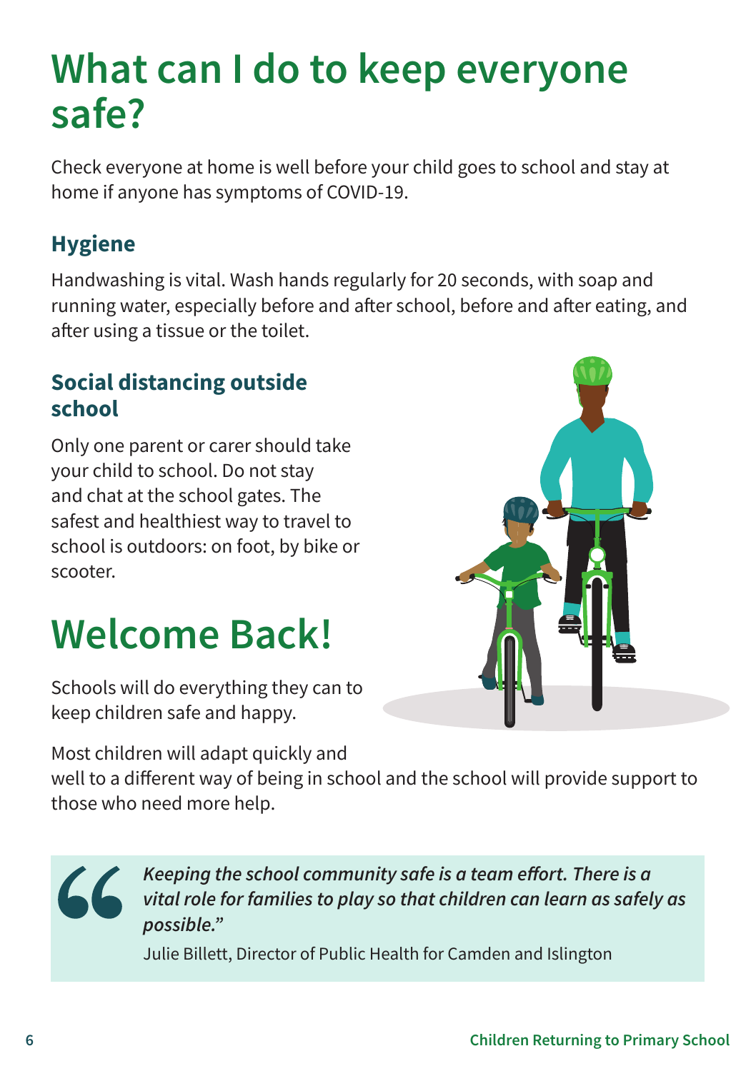# What can I do to keep everyone safe?

Check everyone at home is well before your child goes to school and stay at home if anyone has symptoms of COVID-19.

### Hygiene

Handwashing is vital. Wash hands regularly for 20 seconds, with soap and running water, especially before and after school, before and after eating, and after using a tissue or the toilet.

### Social distancing outside school

Only one parent or carer should take your child to school. Do not stay and chat at the school gates. The safest and healthiest way to travel to school is outdoors: on foot, by bike or scooter.

# Welcome Back!

Schools will do everything they can to keep children safe and happy.

Most children will adapt quickly and well to a different way of being in school and the school will provide support to those who need more help.

> *Keeping the school community safe is a team effort. There is a vital role for families to play so that children can learn as safely as possible."*
>
> Julie Billett, Director of Public Health for Camden and Islington